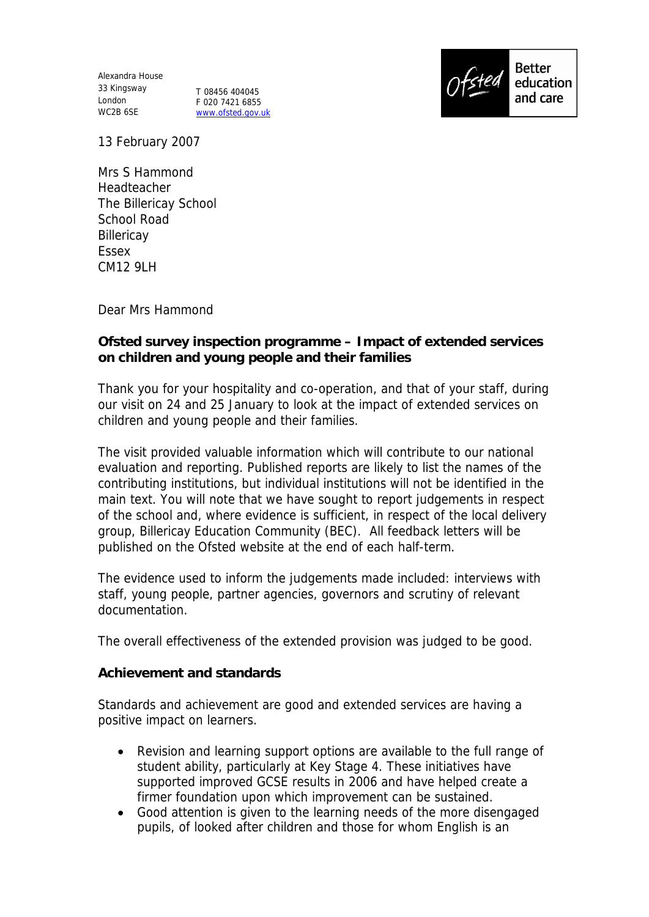Alexandra House
33 Kingsway
London
WC2B 6SE

T 08456 404045
F 020 7421 6855
www.ofsted.gov.uk

Ofsted — Better education and care

13 February 2007

Mrs S Hammond
Headteacher
The Billericay School
School Road
Billericay
Essex
CM12 9LH

Dear Mrs Hammond

**Ofsted survey inspection programme – Impact of extended services on children and young people and their families**

Thank you for your hospitality and co-operation, and that of your staff, during our visit on 24 and 25 January to look at the impact of extended services on children and young people and their families.

The visit provided valuable information which will contribute to our national evaluation and reporting. Published reports are likely to list the names of the contributing institutions, but individual institutions will not be identified in the main text. You will note that we have sought to report judgements in respect of the school and, where evidence is sufficient, in respect of the local delivery group, Billericay Education Community (BEC). All feedback letters will be published on the Ofsted website at the end of each half-term.

The evidence used to inform the judgements made included: interviews with staff, young people, partner agencies, governors and scrutiny of relevant documentation.

The overall effectiveness of the extended provision was judged to be good.

**Achievement and standards**

Standards and achievement are good and extended services are having a positive impact on learners.

- Revision and learning support options are available to the full range of student ability, particularly at Key Stage 4. These initiatives have supported improved GCSE results in 2006 and have helped create a firmer foundation upon which improvement can be sustained.
- Good attention is given to the learning needs of the more disengaged pupils, of looked after children and those for whom English is an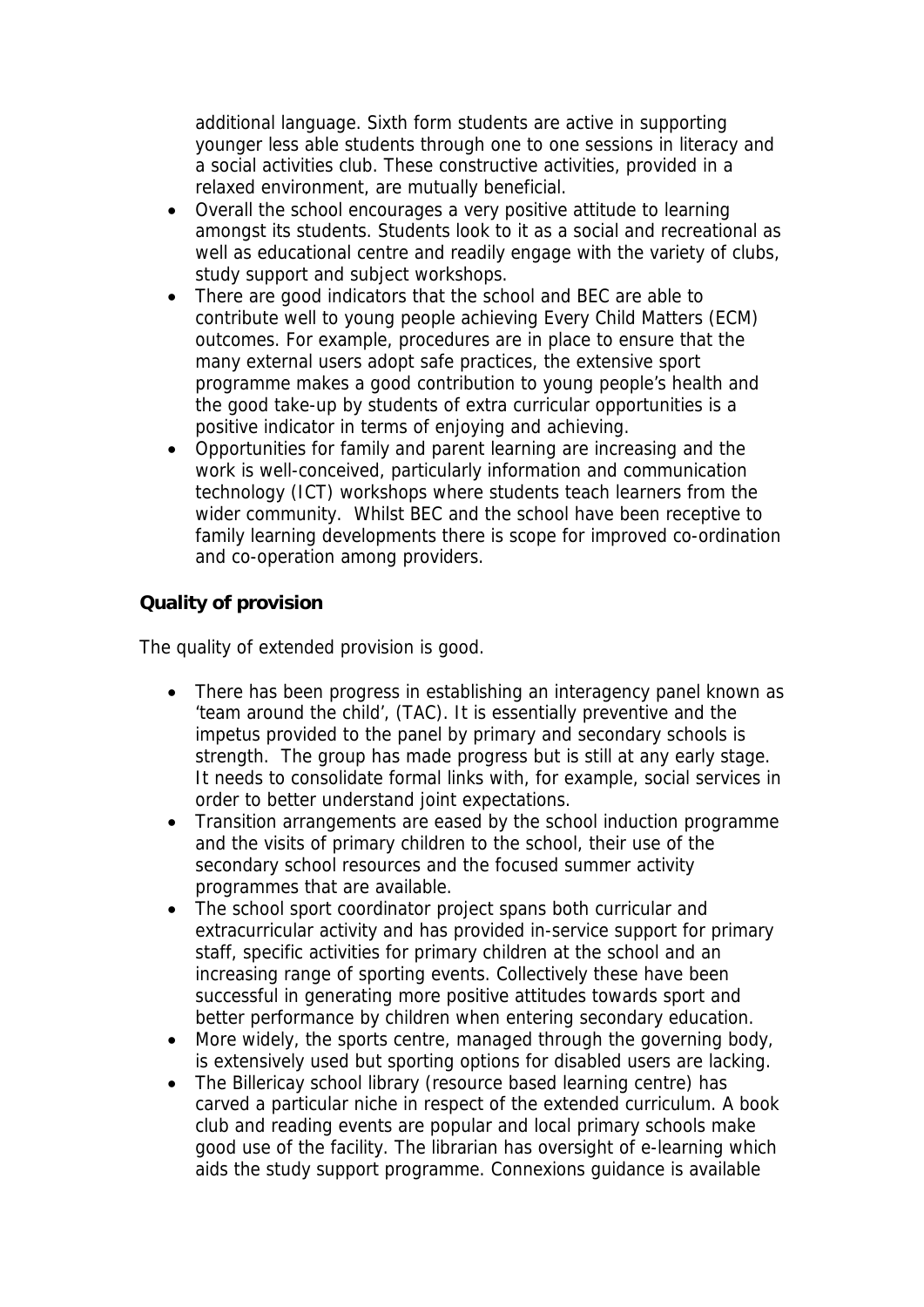additional language. Sixth form students are active in supporting younger less able students through one to one sessions in literacy and a social activities club. These constructive activities, provided in a relaxed environment, are mutually beneficial.

- Overall the school encourages a very positive attitude to learning amongst its students. Students look to it as a social and recreational as well as educational centre and readily engage with the variety of clubs, study support and subject workshops.
- There are good indicators that the school and BEC are able to contribute well to young people achieving Every Child Matters (ECM) outcomes. For example, procedures are in place to ensure that the many external users adopt safe practices, the extensive sport programme makes a good contribution to young people's health and the good take-up by students of extra curricular opportunities is a positive indicator in terms of enjoying and achieving.
- Opportunities for family and parent learning are increasing and the work is well-conceived, particularly information and communication technology (ICT) workshops where students teach learners from the wider community. Whilst BEC and the school have been receptive to family learning developments there is scope for improved co-ordination and co-operation among providers.

**Quality of provision**

The quality of extended provision is good.

- There has been progress in establishing an interagency panel known as 'team around the child', (TAC). It is essentially preventive and the impetus provided to the panel by primary and secondary schools is strength. The group has made progress but is still at any early stage. It needs to consolidate formal links with, for example, social services in order to better understand joint expectations.
- Transition arrangements are eased by the school induction programme and the visits of primary children to the school, their use of the secondary school resources and the focused summer activity programmes that are available.
- The school sport coordinator project spans both curricular and extracurricular activity and has provided in-service support for primary staff, specific activities for primary children at the school and an increasing range of sporting events. Collectively these have been successful in generating more positive attitudes towards sport and better performance by children when entering secondary education.
- More widely, the sports centre, managed through the governing body, is extensively used but sporting options for disabled users are lacking.
- The Billericay school library (resource based learning centre) has carved a particular niche in respect of the extended curriculum. A book club and reading events are popular and local primary schools make good use of the facility. The librarian has oversight of e-learning which aids the study support programme. Connexions guidance is available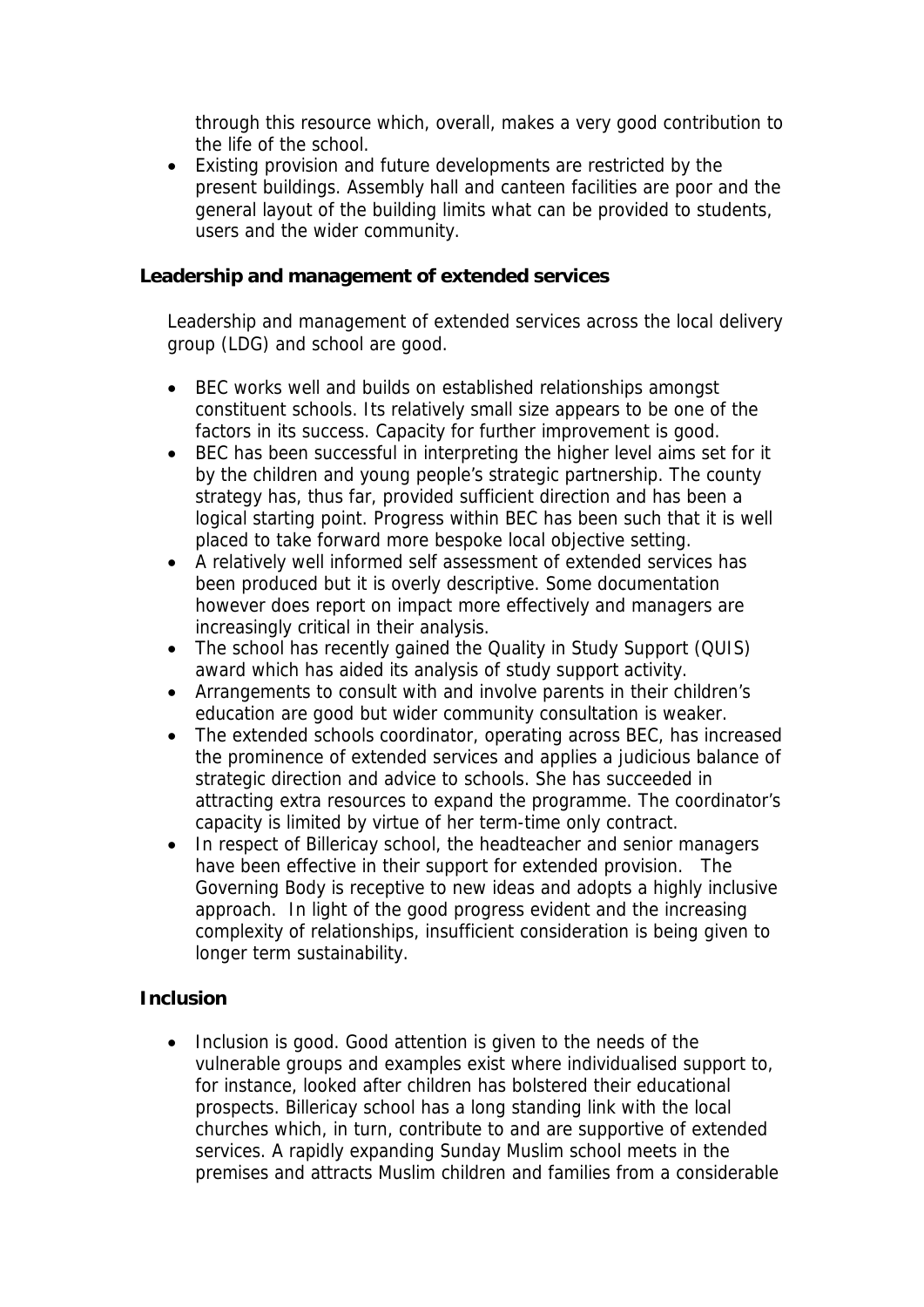through this resource which, overall, makes a very good contribution to the life of the school.

- Existing provision and future developments are restricted by the present buildings. Assembly hall and canteen facilities are poor and the general layout of the building limits what can be provided to students, users and the wider community.

**Leadership and management of extended services**

Leadership and management of extended services across the local delivery group (LDG) and school are good.

- BEC works well and builds on established relationships amongst constituent schools. Its relatively small size appears to be one of the factors in its success. Capacity for further improvement is good.
- BEC has been successful in interpreting the higher level aims set for it by the children and young people's strategic partnership. The county strategy has, thus far, provided sufficient direction and has been a logical starting point. Progress within BEC has been such that it is well placed to take forward more bespoke local objective setting.
- A relatively well informed self assessment of extended services has been produced but it is overly descriptive. Some documentation however does report on impact more effectively and managers are increasingly critical in their analysis.
- The school has recently gained the Quality in Study Support (QUIS) award which has aided its analysis of study support activity.
- Arrangements to consult with and involve parents in their children's education are good but wider community consultation is weaker.
- The extended schools coordinator, operating across BEC, has increased the prominence of extended services and applies a judicious balance of strategic direction and advice to schools. She has succeeded in attracting extra resources to expand the programme. The coordinator's capacity is limited by virtue of her term-time only contract.
- In respect of Billericay school, the headteacher and senior managers have been effective in their support for extended provision. The Governing Body is receptive to new ideas and adopts a highly inclusive approach. In light of the good progress evident and the increasing complexity of relationships, insufficient consideration is being given to longer term sustainability.

**Inclusion**

- Inclusion is good. Good attention is given to the needs of the vulnerable groups and examples exist where individualised support to, for instance, looked after children has bolstered their educational prospects. Billericay school has a long standing link with the local churches which, in turn, contribute to and are supportive of extended services. A rapidly expanding Sunday Muslim school meets in the premises and attracts Muslim children and families from a considerable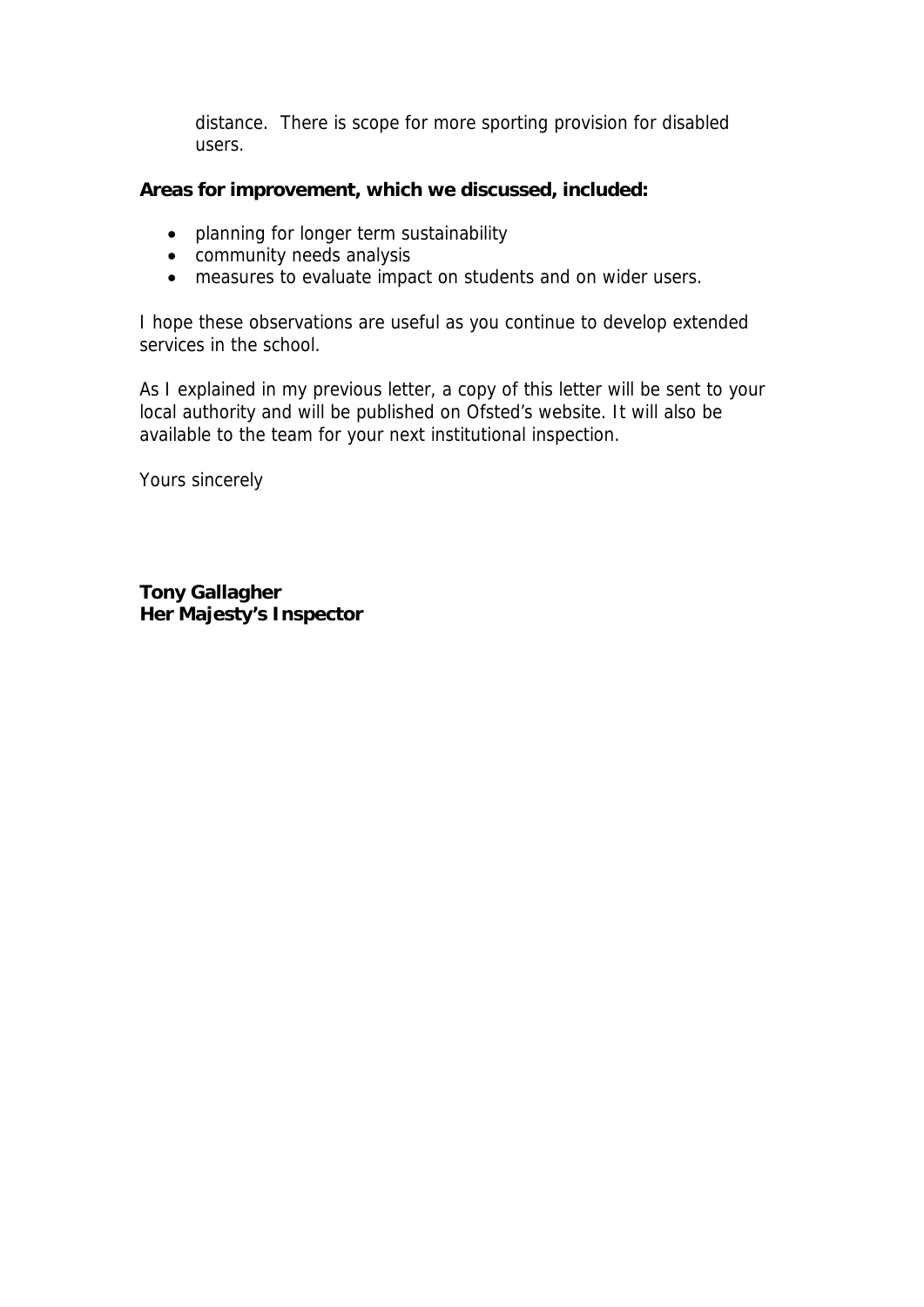distance. There is scope for more sporting provision for disabled users.

**Areas for improvement, which we discussed, included:**

- planning for longer term sustainability
- community needs analysis
- measures to evaluate impact on students and on wider users.

I hope these observations are useful as you continue to develop extended services in the school.

As I explained in my previous letter, a copy of this letter will be sent to your local authority and will be published on Ofsted's website. It will also be available to the team for your next institutional inspection.

Yours sincerely

**Tony Gallagher**
**Her Majesty's Inspector**